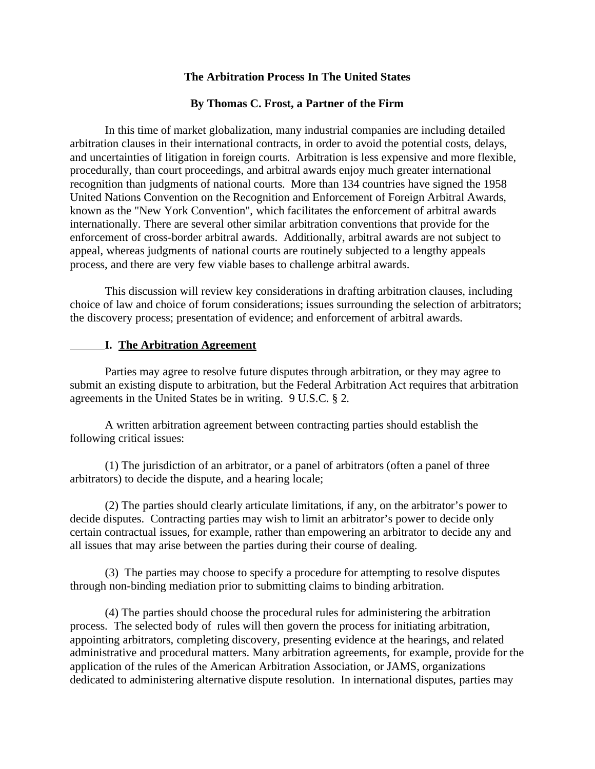# The Arbitration Process In The United States

**By Thomas C. Frost, a Partner of the Firm**

In this time of market globalization, many industrial companies are including detailed arbitration clauses in their international contracts, in order to avoid the potential costs, delays, and uncertainties of litigation in foreign courts. Arbitration is less expensive and more flexible, procedurally, than court proceedings, and arbitral awards enjoy much greater international recognition than judgments of national courts. More than 134 countries have signed the 1958 United Nations Convention on the Recognition and Enforcement of Foreign Arbitral Awards, known as the "New York Convention", which facilitates the enforcement of arbitral awards internationally. There are several other similar arbitration conventions that provide for the enforcement of cross-border arbitral awards. Additionally, arbitral awards are not subject to appeal, whereas judgments of national courts are routinely subjected to a lengthy appeals process, and there are very few viable bases to challenge arbitral awards.

This discussion will review key considerations in drafting arbitration clauses, including choice of law and choice of forum considerations; issues surrounding the selection of arbitrators; the discovery process; presentation of evidence; and enforcement of arbitral awards.

## I. The Arbitration Agreement

Parties may agree to resolve future disputes through arbitration, or they may agree to submit an existing dispute to arbitration, but the Federal Arbitration Act requires that arbitration agreements in the United States be in writing. 9 U.S.C. § 2.

A written arbitration agreement between contracting parties should establish the following critical issues:

(1) The jurisdiction of an arbitrator, or a panel of arbitrators (often a panel of three arbitrators) to decide the dispute, and a hearing locale;

(2) The parties should clearly articulate limitations, if any, on the arbitrator's power to decide disputes. Contracting parties may wish to limit an arbitrator's power to decide only certain contractual issues, for example, rather than empowering an arbitrator to decide any and all issues that may arise between the parties during their course of dealing.

(3) The parties may choose to specify a procedure for attempting to resolve disputes through non-binding mediation prior to submitting claims to binding arbitration.

(4) The parties should choose the procedural rules for administering the arbitration process. The selected body of rules will then govern the process for initiating arbitration, appointing arbitrators, completing discovery, presenting evidence at the hearings, and related administrative and procedural matters. Many arbitration agreements, for example, provide for the application of the rules of the American Arbitration Association, or JAMS, organizations dedicated to administering alternative dispute resolution. In international disputes, parties may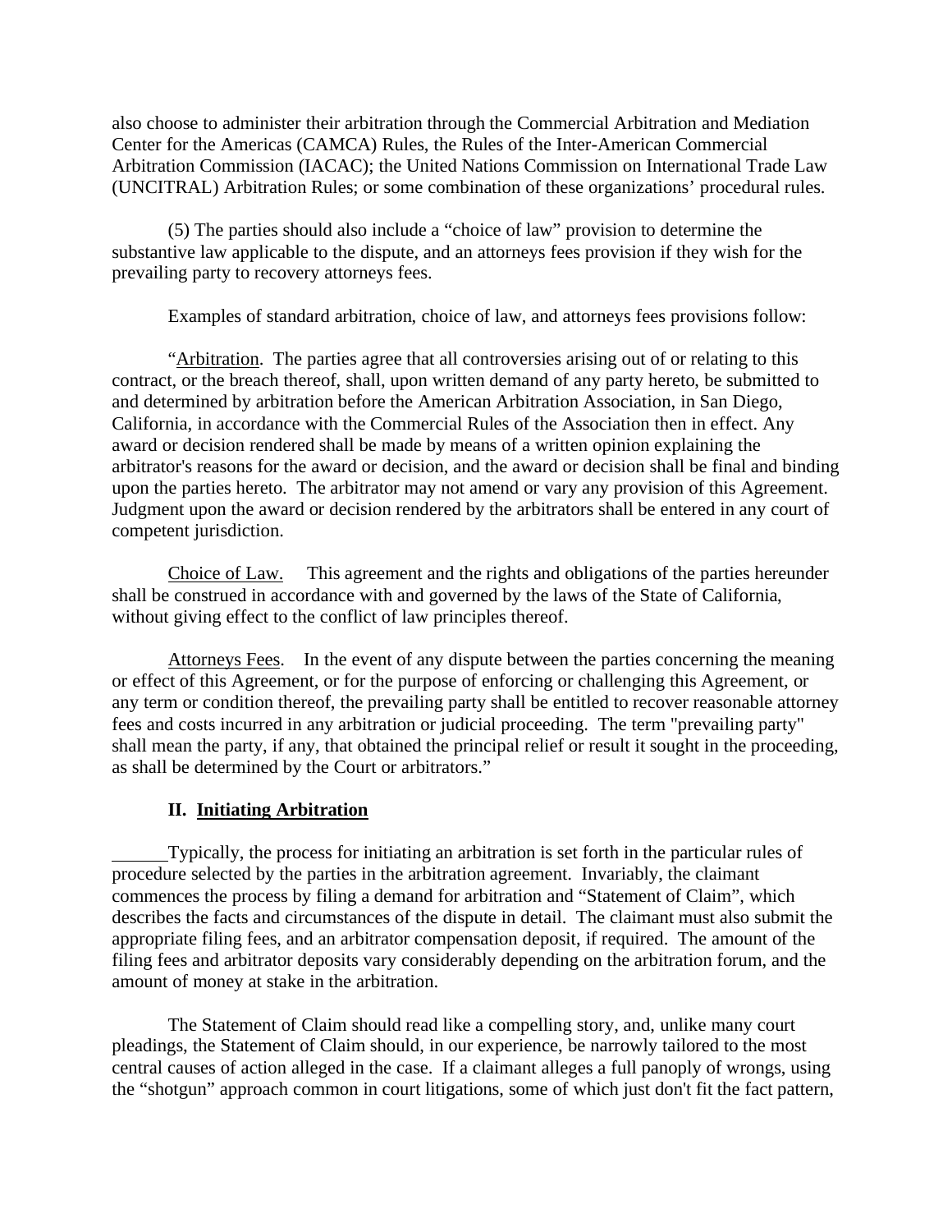also choose to administer their arbitration through the Commercial Arbitration and Mediation Center for the Americas (CAMCA) Rules, the Rules of the Inter-American Commercial Arbitration Commission (IACAC); the United Nations Commission on International Trade Law (UNCITRAL) Arbitration Rules; or some combination of these organizations' procedural rules.

(5) The parties should also include a "choice of law" provision to determine the substantive law applicable to the dispute, and an attorneys fees provision if they wish for the prevailing party to recovery attorneys fees.

Examples of standard arbitration, choice of law, and attorneys fees provisions follow:

"Arbitration. The parties agree that all controversies arising out of or relating to this contract, or the breach thereof, shall, upon written demand of any party hereto, be submitted to and determined by arbitration before the American Arbitration Association, in San Diego, California, in accordance with the Commercial Rules of the Association then in effect. Any award or decision rendered shall be made by means of a written opinion explaining the arbitrator's reasons for the award or decision, and the award or decision shall be final and binding upon the parties hereto. The arbitrator may not amend or vary any provision of this Agreement. Judgment upon the award or decision rendered by the arbitrators shall be entered in any court of competent jurisdiction.

Choice of Law. This agreement and the rights and obligations of the parties hereunder shall be construed in accordance with and governed by the laws of the State of California, without giving effect to the conflict of law principles thereof.

Attorneys Fees. In the event of any dispute between the parties concerning the meaning or effect of this Agreement, or for the purpose of enforcing or challenging this Agreement, or any term or condition thereof, the prevailing party shall be entitled to recover reasonable attorney fees and costs incurred in any arbitration or judicial proceeding. The term "prevailing party" shall mean the party, if any, that obtained the principal relief or result it sought in the proceeding, as shall be determined by the Court or arbitrators."

## II. Initiating Arbitration

Typically, the process for initiating an arbitration is set forth in the particular rules of procedure selected by the parties in the arbitration agreement. Invariably, the claimant commences the process by filing a demand for arbitration and "Statement of Claim", which describes the facts and circumstances of the dispute in detail. The claimant must also submit the appropriate filing fees, and an arbitrator compensation deposit, if required. The amount of the filing fees and arbitrator deposits vary considerably depending on the arbitration forum, and the amount of money at stake in the arbitration.

The Statement of Claim should read like a compelling story, and, unlike many court pleadings, the Statement of Claim should, in our experience, be narrowly tailored to the most central causes of action alleged in the case. If a claimant alleges a full panoply of wrongs, using the "shotgun" approach common in court litigations, some of which just don't fit the fact pattern,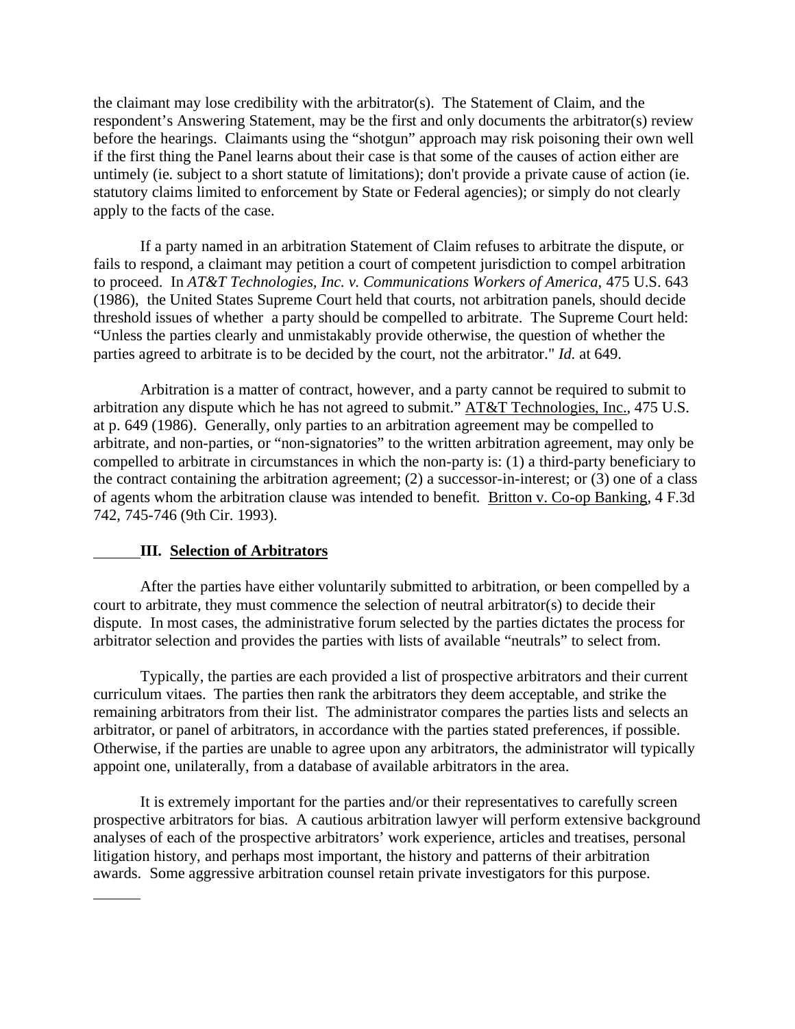the claimant may lose credibility with the arbitrator(s). The Statement of Claim, and the respondent's Answering Statement, may be the first and only documents the arbitrator(s) review before the hearings. Claimants using the "shotgun" approach may risk poisoning their own well if the first thing the Panel learns about their case is that some of the causes of action either are untimely (ie. subject to a short statute of limitations); don't provide a private cause of action (ie. statutory claims limited to enforcement by State or Federal agencies); or simply do not clearly apply to the facts of the case.

If a party named in an arbitration Statement of Claim refuses to arbitrate the dispute, or fails to respond, a claimant may petition a court of competent jurisdiction to compel arbitration to proceed. In *AT&T Technologies, Inc. v. Communications Workers of America*, 475 U.S. 643 (1986), the United States Supreme Court held that courts, not arbitration panels, should decide threshold issues of whether a party should be compelled to arbitrate. The Supreme Court held: "Unless the parties clearly and unmistakably provide otherwise, the question of whether the parties agreed to arbitrate is to be decided by the court, not the arbitrator." *Id.* at 649.

Arbitration is a matter of contract, however, and a party cannot be required to submit to arbitration any dispute which he has not agreed to submit." AT&T Technologies, Inc., 475 U.S. at p. 649 (1986). Generally, only parties to an arbitration agreement may be compelled to arbitrate, and non-parties, or "non-signatories" to the written arbitration agreement, may only be compelled to arbitrate in circumstances in which the non-party is: (1) a third-party beneficiary to the contract containing the arbitration agreement; (2) a successor-in-interest; or (3) one of a class of agents whom the arbitration clause was intended to benefit. Britton v. Co-op Banking, 4 F.3d 742, 745-746 (9th Cir. 1993).

## III. Selection of Arbitrators

After the parties have either voluntarily submitted to arbitration, or been compelled by a court to arbitrate, they must commence the selection of neutral arbitrator(s) to decide their dispute. In most cases, the administrative forum selected by the parties dictates the process for arbitrator selection and provides the parties with lists of available "neutrals" to select from.

Typically, the parties are each provided a list of prospective arbitrators and their current curriculum vitaes. The parties then rank the arbitrators they deem acceptable, and strike the remaining arbitrators from their list. The administrator compares the parties lists and selects an arbitrator, or panel of arbitrators, in accordance with the parties stated preferences, if possible. Otherwise, if the parties are unable to agree upon any arbitrators, the administrator will typically appoint one, unilaterally, from a database of available arbitrators in the area.

It is extremely important for the parties and/or their representatives to carefully screen prospective arbitrators for bias. A cautious arbitration lawyer will perform extensive background analyses of each of the prospective arbitrators' work experience, articles and treatises, personal litigation history, and perhaps most important, the history and patterns of their arbitration awards. Some aggressive arbitration counsel retain private investigators for this purpose.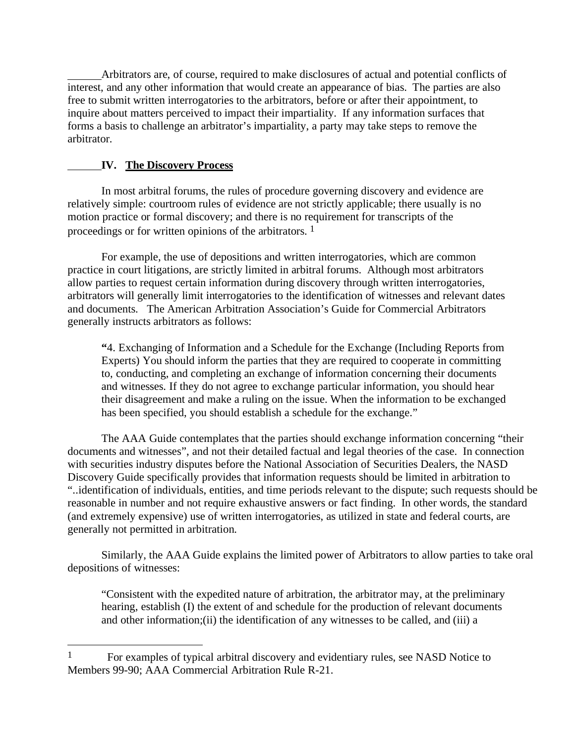Arbitrators are, of course, required to make disclosures of actual and potential conflicts of interest, and any other information that would create an appearance of bias. The parties are also free to submit written interrogatories to the arbitrators, before or after their appointment, to inquire about matters perceived to impact their impartiality. If any information surfaces that forms a basis to challenge an arbitrator's impartiality, a party may take steps to remove the arbitrator.

## IV. The Discovery Process

In most arbitral forums, the rules of procedure governing discovery and evidence are relatively simple: courtroom rules of evidence are not strictly applicable; there usually is no motion practice or formal discovery; and there is no requirement for transcripts of the proceedings or for written opinions of the arbitrators. [1]

For example, the use of depositions and written interrogatories, which are common practice in court litigations, are strictly limited in arbitral forums. Although most arbitrators allow parties to request certain information during discovery through written interrogatories, arbitrators will generally limit interrogatories to the identification of witnesses and relevant dates and documents. The American Arbitration Association's Guide for Commercial Arbitrators generally instructs arbitrators as follows:

> **"**4. Exchanging of Information and a Schedule for the Exchange (Including Reports from Experts) You should inform the parties that they are required to cooperate in committing to, conducting, and completing an exchange of information concerning their documents and witnesses. If they do not agree to exchange particular information, you should hear their disagreement and make a ruling on the issue. When the information to be exchanged has been specified, you should establish a schedule for the exchange."

The AAA Guide contemplates that the parties should exchange information concerning "their documents and witnesses", and not their detailed factual and legal theories of the case. In connection with securities industry disputes before the National Association of Securities Dealers, the NASD Discovery Guide specifically provides that information requests should be limited in arbitration to "..identification of individuals, entities, and time periods relevant to the dispute; such requests should be reasonable in number and not require exhaustive answers or fact finding. In other words, the standard (and extremely expensive) use of written interrogatories, as utilized in state and federal courts, are generally not permitted in arbitration.

Similarly, the AAA Guide explains the limited power of Arbitrators to allow parties to take oral depositions of witnesses:

> "Consistent with the expedited nature of arbitration, the arbitrator may, at the preliminary hearing, establish (I) the extent of and schedule for the production of relevant documents and other information;(ii) the identification of any witnesses to be called, and (iii) a

[1] For examples of typical arbitral discovery and evidentiary rules, see NASD Notice to Members 99-90; AAA Commercial Arbitration Rule R-21.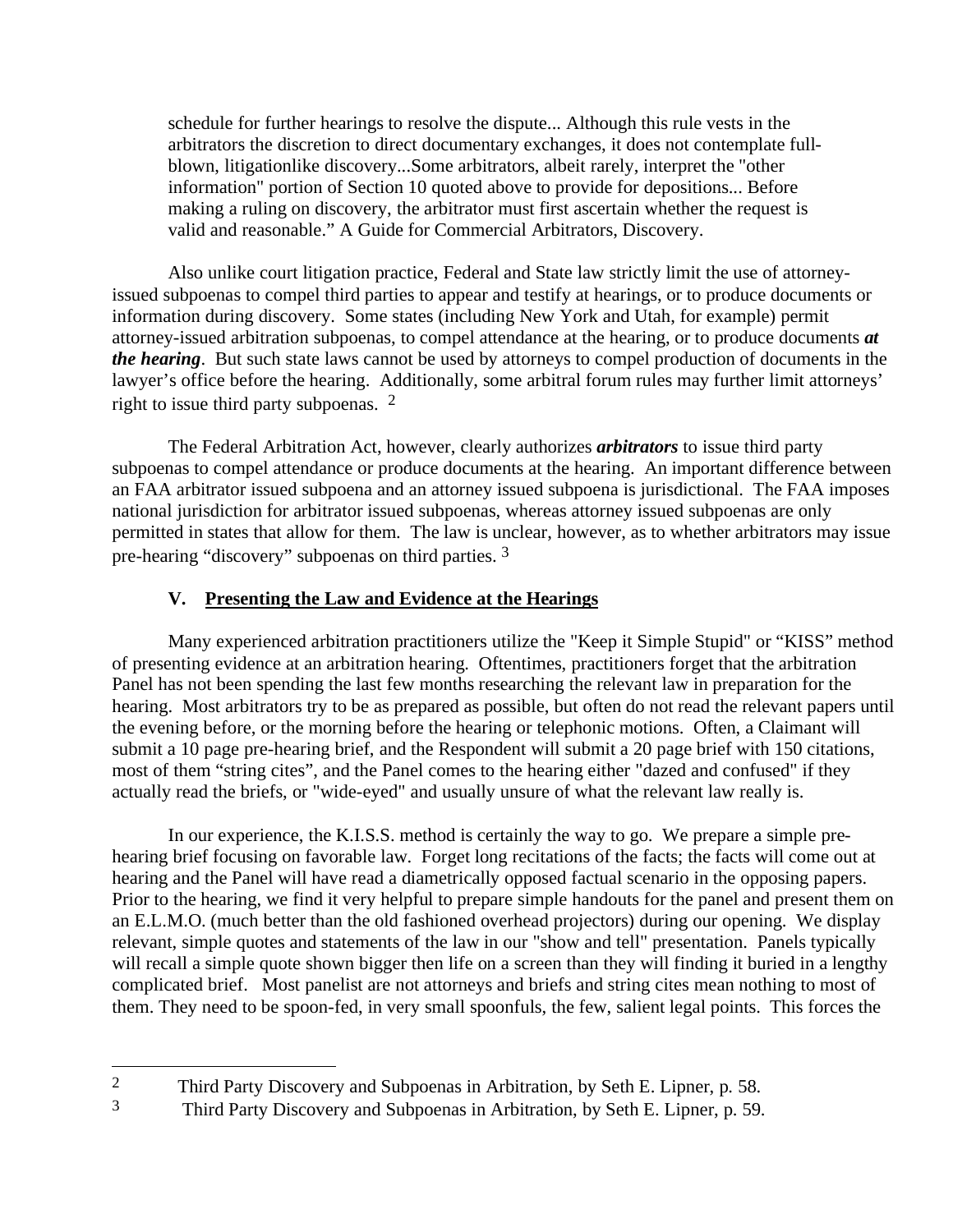> schedule for further hearings to resolve the dispute... Although this rule vests in the arbitrators the discretion to direct documentary exchanges, it does not contemplate full-blown, litigationlike discovery...Some arbitrators, albeit rarely, interpret the "other information" portion of Section 10 quoted above to provide for depositions... Before making a ruling on discovery, the arbitrator must first ascertain whether the request is valid and reasonable." A Guide for Commercial Arbitrators, Discovery.

Also unlike court litigation practice, Federal and State law strictly limit the use of attorney-issued subpoenas to compel third parties to appear and testify at hearings, or to produce documents or information during discovery. Some states (including New York and Utah, for example) permit attorney-issued arbitration subpoenas, to compel attendance at the hearing, or to produce documents ***at the hearing***. But such state laws cannot be used by attorneys to compel production of documents in the lawyer's office before the hearing. Additionally, some arbitral forum rules may further limit attorneys' right to issue third party subpoenas. [2]

The Federal Arbitration Act, however, clearly authorizes ***arbitrators*** to issue third party subpoenas to compel attendance or produce documents at the hearing. An important difference between an FAA arbitrator issued subpoena and an attorney issued subpoena is jurisdictional. The FAA imposes national jurisdiction for arbitrator issued subpoenas, whereas attorney issued subpoenas are only permitted in states that allow for them. The law is unclear, however, as to whether arbitrators may issue pre-hearing "discovery" subpoenas on third parties. [3]

## V. Presenting the Law and Evidence at the Hearings

Many experienced arbitration practitioners utilize the "Keep it Simple Stupid" or "KISS" method of presenting evidence at an arbitration hearing. Oftentimes, practitioners forget that the arbitration Panel has not been spending the last few months researching the relevant law in preparation for the hearing. Most arbitrators try to be as prepared as possible, but often do not read the relevant papers until the evening before, or the morning before the hearing or telephonic motions. Often, a Claimant will submit a 10 page pre-hearing brief, and the Respondent will submit a 20 page brief with 150 citations, most of them "string cites", and the Panel comes to the hearing either "dazed and confused" if they actually read the briefs, or "wide-eyed" and usually unsure of what the relevant law really is.

In our experience, the K.I.S.S. method is certainly the way to go. We prepare a simple pre-hearing brief focusing on favorable law. Forget long recitations of the facts; the facts will come out at hearing and the Panel will have read a diametrically opposed factual scenario in the opposing papers. Prior to the hearing, we find it very helpful to prepare simple handouts for the panel and present them on an E.L.M.O. (much better than the old fashioned overhead projectors) during our opening. We display relevant, simple quotes and statements of the law in our "show and tell" presentation. Panels typically will recall a simple quote shown bigger then life on a screen than they will finding it buried in a lengthy complicated brief. Most panelist are not attorneys and briefs and string cites mean nothing to most of them. They need to be spoon-fed, in very small spoonfuls, the few, salient legal points. This forces the

---

[2] Third Party Discovery and Subpoenas in Arbitration, by Seth E. Lipner, p. 58.

[3] Third Party Discovery and Subpoenas in Arbitration, by Seth E. Lipner, p. 59.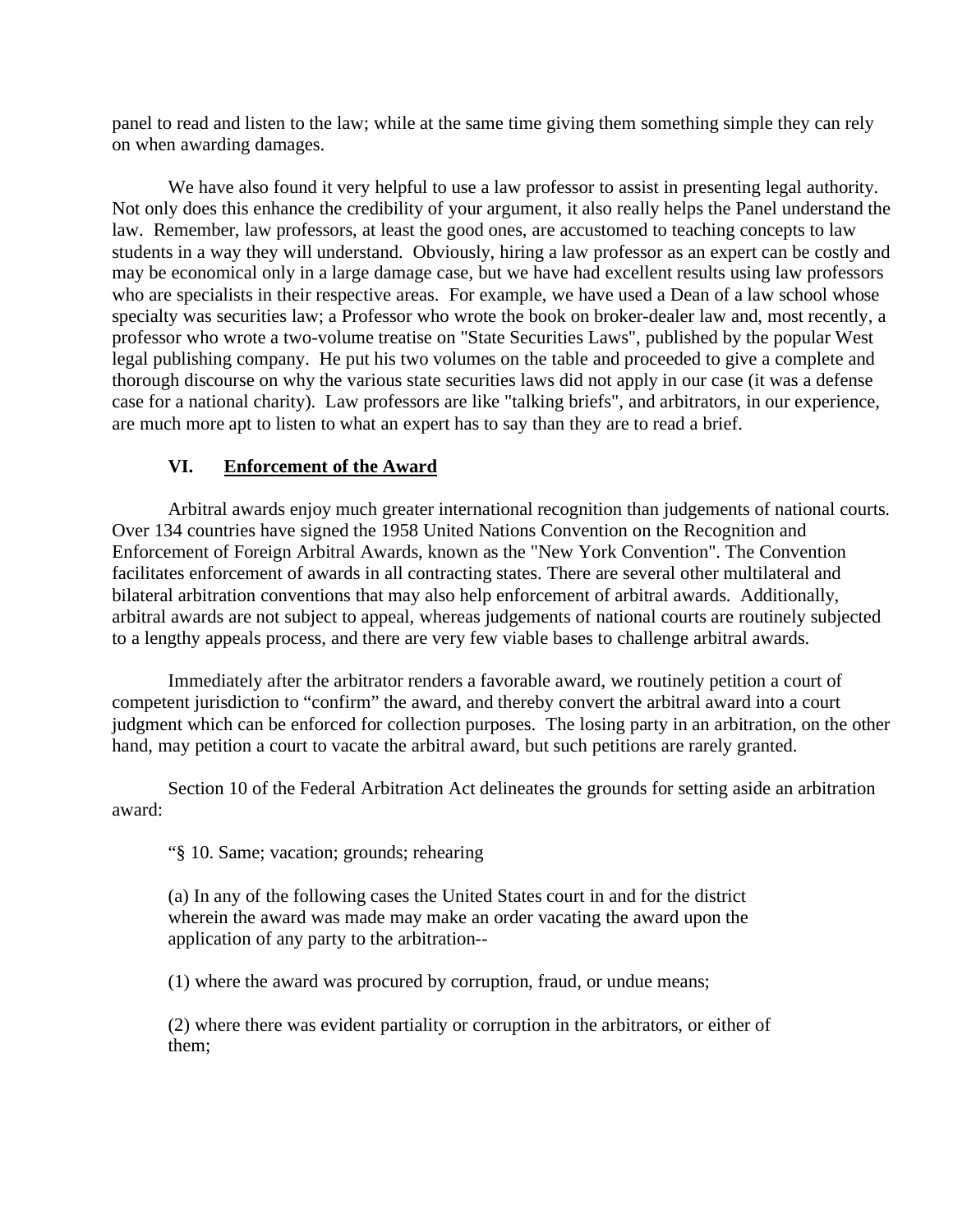panel to read and listen to the law; while at the same time giving them something simple they can rely on when awarding damages.

We have also found it very helpful to use a law professor to assist in presenting legal authority. Not only does this enhance the credibility of your argument, it also really helps the Panel understand the law. Remember, law professors, at least the good ones, are accustomed to teaching concepts to law students in a way they will understand. Obviously, hiring a law professor as an expert can be costly and may be economical only in a large damage case, but we have had excellent results using law professors who are specialists in their respective areas. For example, we have used a Dean of a law school whose specialty was securities law; a Professor who wrote the book on broker-dealer law and, most recently, a professor who wrote a two-volume treatise on "State Securities Laws", published by the popular West legal publishing company. He put his two volumes on the table and proceeded to give a complete and thorough discourse on why the various state securities laws did not apply in our case (it was a defense case for a national charity). Law professors are like "talking briefs", and arbitrators, in our experience, are much more apt to listen to what an expert has to say than they are to read a brief.

## VI. <u>Enforcement of the Award</u>

Arbitral awards enjoy much greater international recognition than judgements of national courts. Over 134 countries have signed the 1958 United Nations Convention on the Recognition and Enforcement of Foreign Arbitral Awards, known as the "New York Convention". The Convention facilitates enforcement of awards in all contracting states. There are several other multilateral and bilateral arbitration conventions that may also help enforcement of arbitral awards. Additionally, arbitral awards are not subject to appeal, whereas judgements of national courts are routinely subjected to a lengthy appeals process, and there are very few viable bases to challenge arbitral awards.

Immediately after the arbitrator renders a favorable award, we routinely petition a court of competent jurisdiction to "confirm" the award, and thereby convert the arbitral award into a court judgment which can be enforced for collection purposes. The losing party in an arbitration, on the other hand, may petition a court to vacate the arbitral award, but such petitions are rarely granted.

Section 10 of the Federal Arbitration Act delineates the grounds for setting aside an arbitration award:

> "§ 10. Same; vacation; grounds; rehearing
>
> (a) In any of the following cases the United States court in and for the district wherein the award was made may make an order vacating the award upon the application of any party to the arbitration--
>
> (1) where the award was procured by corruption, fraud, or undue means;
>
> (2) where there was evident partiality or corruption in the arbitrators, or either of them;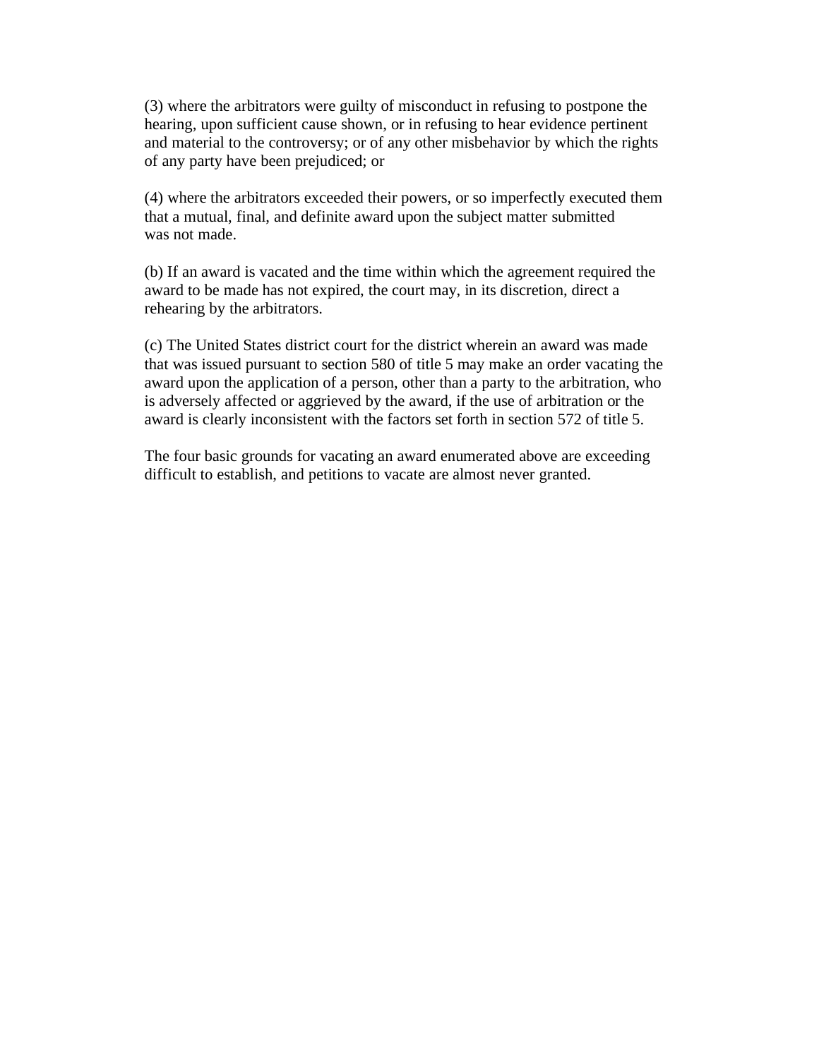(3) where the arbitrators were guilty of misconduct in refusing to postpone the hearing, upon sufficient cause shown, or in refusing to hear evidence pertinent and material to the controversy; or of any other misbehavior by which the rights of any party have been prejudiced; or

(4) where the arbitrators exceeded their powers, or so imperfectly executed them that a mutual, final, and definite award upon the subject matter submitted was not made.

(b) If an award is vacated and the time within which the agreement required the award to be made has not expired, the court may, in its discretion, direct a rehearing by the arbitrators.

(c) The United States district court for the district wherein an award was made that was issued pursuant to section 580 of title 5 may make an order vacating the award upon the application of a person, other than a party to the arbitration, who is adversely affected or aggrieved by the award, if the use of arbitration or the award is clearly inconsistent with the factors set forth in section 572 of title 5.

The four basic grounds for vacating an award enumerated above are exceeding difficult to establish, and petitions to vacate are almost never granted.